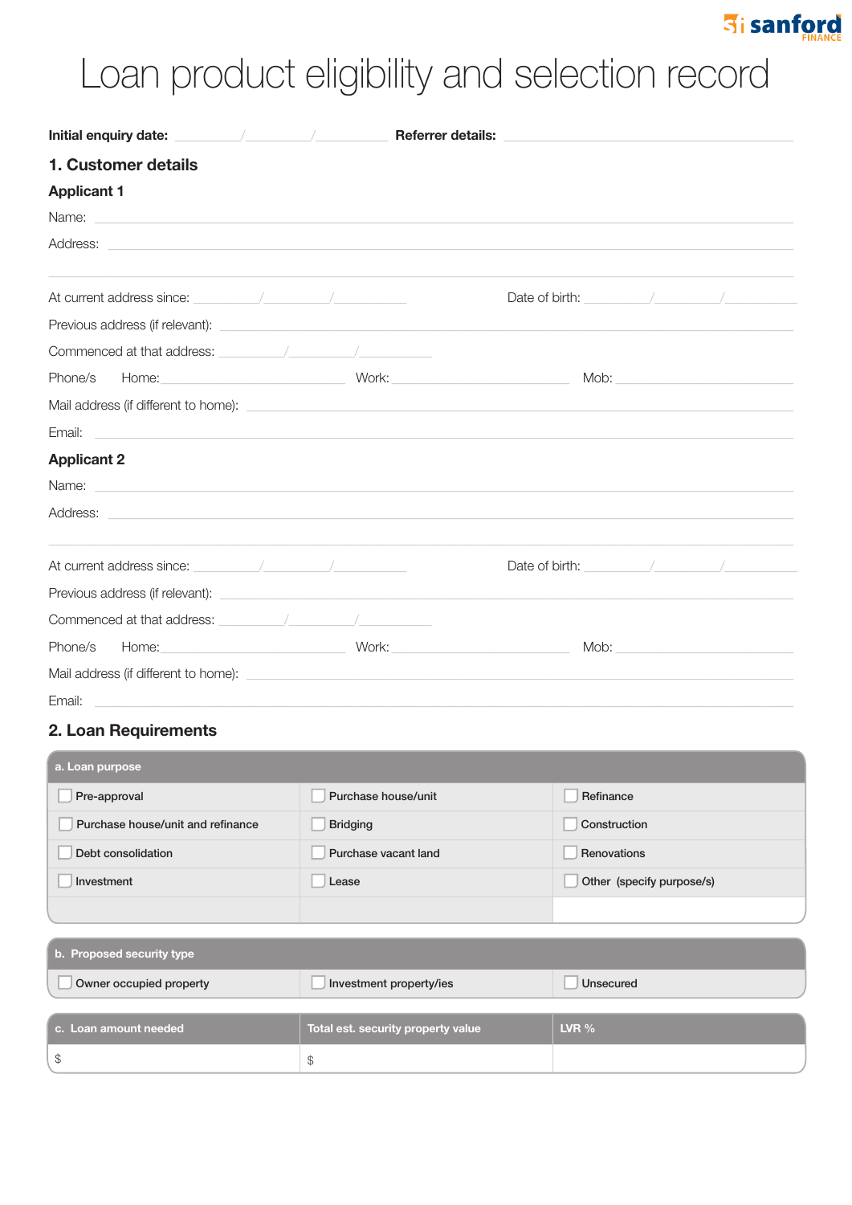# Loan product eligibility and selection record

**Initial enquiry date:** ____/____/____ **Referrer details:** ____________________

## 1. Customer details

### Applicant 1

Name: ____________________

Address: ____________________

____________________

At current address since: ____/____/____ Date of birth: ____/____/____

Previous address (if relevant): ____________________

Commenced at that address: ____/____/____

Phone/s Home: __________ Work: __________ Mob: __________

Mail address (if different to home): ____________________

Email: ____________________

### Applicant 2

Name: ____________________

Address: ____________________

____________________

At current address since: ____/____/____ Date of birth: ____/____/____

Previous address (if relevant): ____________________

Commenced at that address: ____/____/____

Phone/s Home: __________ Work: __________ Mob: __________

Mail address (if different to home): ____________________

Email: ____________________

## 2. Loan Requirements

| a. Loan purpose | | |
|---|---|---|
| ☐ Pre-approval | ☐ Purchase house/unit | ☐ Refinance |
| ☐ Purchase house/unit and refinance | ☐ Bridging | ☐ Construction |
| ☐ Debt consolidation | ☐ Purchase vacant land | ☐ Renovations |
| ☐ Investment | ☐ Lease | ☐ Other (specify purpose/s) |
| | | |

| b. Proposed security type | | |
|---|---|---|
| ☐ Owner occupied property | ☐ Investment property/ies | ☐ Unsecured |

| c. Loan amount needed | Total est. security property value | LVR % |
|---|---|---|
| $ | $ | |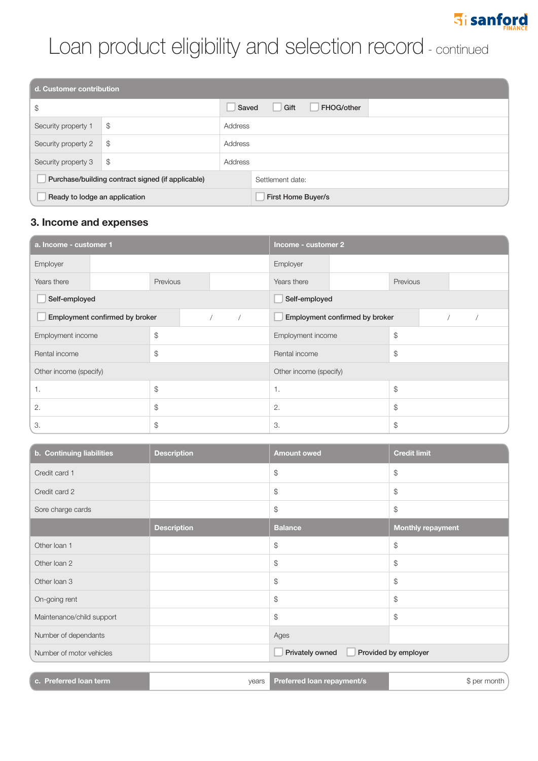# Loan product eligibility and selection record - continued

| d. Customer contribution | | | |
|---|---|---|---|
| $ | | ☐ Saved ☐ Gift ☐ FHOG/other | |
| Security property 1 | $ | Address | |
| Security property 2 | $ | Address | |
| Security property 3 | $ | Address | |
| ☐ Purchase/building contract signed (if applicable) | | Settlement date: | |
| ☐ Ready to lodge an application | | ☐ First Home Buyer/s | |

## 3. Income and expenses

| a. Income - customer 1 | | | | Income - customer 2 | | | |
|---|---|---|---|---|---|---|---|
| Employer | | | | Employer | | | |
| Years there | | Previous | | Years there | | Previous | |
| ☐ Self-employed | | | | ☐ Self-employed | | | |
| ☐ Employment confirmed by broker | | / / | | ☐ Employment confirmed by broker | | / / | |
| Employment income | | $ | | Employment income | | $ | |
| Rental income | | $ | | Rental income | | $ | |
| Other income (specify) | | | | Other income (specify) | | | |
| 1. | | $ | | 1. | | $ | |
| 2. | | $ | | 2. | | $ | |
| 3. | | $ | | 3. | | $ | |

| b. Continuing liabilities | Description | Amount owed | Credit limit |
|---|---|---|---|
| Credit card 1 | | $ | $ |
| Credit card 2 | | $ | $ |
| Sore charge cards | | $ | $ |
| | **Description** | **Balance** | **Monthly repayment** |
| Other loan 1 | | $ | $ |
| Other loan 2 | | $ | $ |
| Other loan 3 | | $ | $ |
| On-going rent | | $ | $ |
| Maintenance/child support | | $ | $ |
| Number of dependants | | Ages | |
| Number of motor vehicles | | ☐ Privately owned ☐ Provided by employer | |

| c. Preferred loan term | years | Preferred loan repayment/s | $ per month |
|---|---|---|---|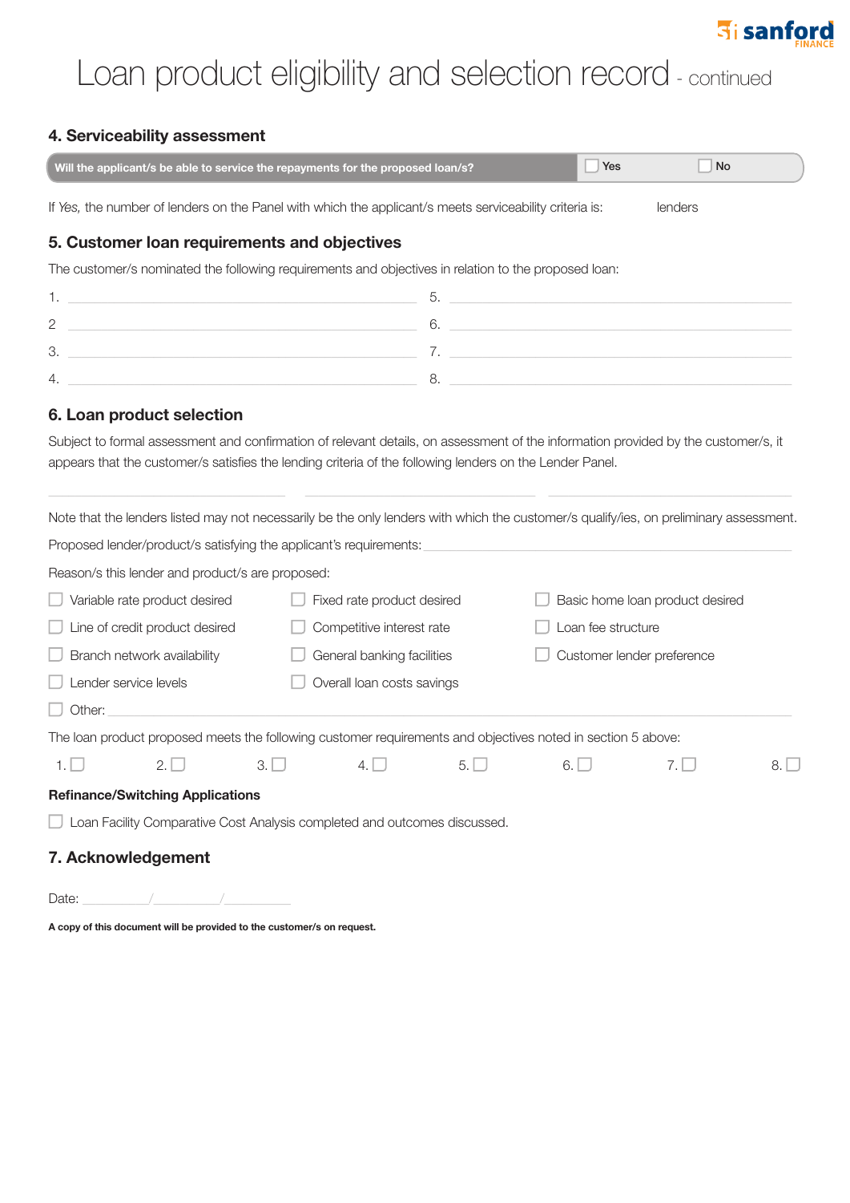# Loan product eligibility and selection record - continued

## 4. Serviceability assessment

| Will the applicant/s be able to service the repayments for the proposed loan/s? | ☐ Yes | ☐ No |
|---|---|---|

If *Yes,* the number of lenders on the Panel with which the applicant/s meets serviceability criteria is: ________ lenders

## 5. Customer loan requirements and objectives

The customer/s nominated the following requirements and objectives in relation to the proposed loan:

1. ______________________________
2 ______________________________
3. ______________________________
4. ______________________________
5. ______________________________
6. ______________________________
7. ______________________________
8. ______________________________

## 6. Loan product selection

Subject to formal assessment and confirmation of relevant details, on assessment of the information provided by the customer/s, it appears that the customer/s satisfies the lending criteria of the following lenders on the Lender Panel.

______________________ ______________________ ______________________

Note that the lenders listed may not necessarily be the only lenders with which the customer/s qualify/ies, on preliminary assessment.

Proposed lender/product/s satisfying the applicant's requirements: ______________________________

Reason/s this lender and product/s are proposed:

☐ Variable rate product desired
☐ Fixed rate product desired
☐ Basic home loan product desired
☐ Line of credit product desired
☐ Competitive interest rate
☐ Loan fee structure
☐ Branch network availability
☐ General banking facilities
☐ Customer lender preference
☐ Lender service levels
☐ Overall loan costs savings
☐ Other: ______________________________

The loan product proposed meets the following customer requirements and objectives noted in section 5 above:

1. ☐ 2. ☐ 3. ☐ 4. ☐ 5. ☐ 6. ☐ 7. ☐ 8. ☐

### Refinance/Switching Applications

☐ Loan Facility Comparative Cost Analysis completed and outcomes discussed.

## 7. Acknowledgement

Date: ________/________/________

**A copy of this document will be provided to the customer/s on request.**